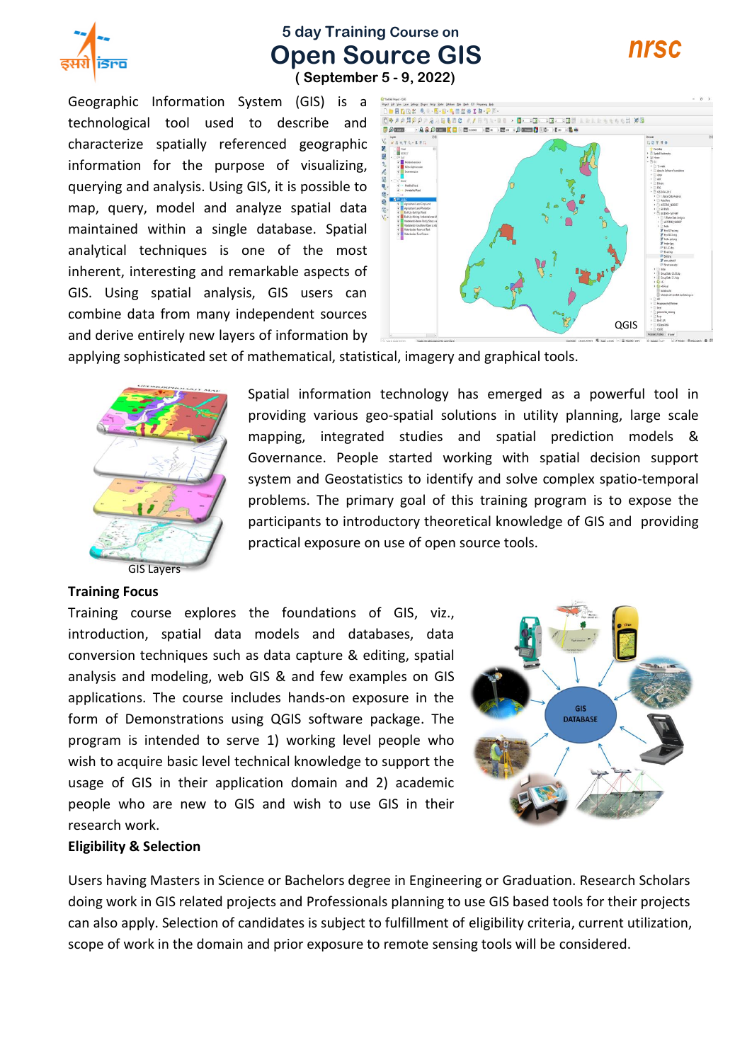# 5 day Training Course on

# Open Source GIS

**( September 5 - 9, 2022)**

Geographic Information System (GIS) is a technological tool used to describe and characterize spatially referenced geographic information for the purpose of visualizing, querying and analysis. Using GIS, it is possible to map, query, model and analyze spatial data maintained within a single database. Spatial analytical techniques is one of the most inherent, interesting and remarkable aspects of GIS. Using spatial analysis, GIS users can combine data from many independent sources and derive entirely new layers of information by applying sophisticated set of mathematical, statistical, imagery and graphical tools.

QGIS

Spatial information technology has emerged as a powerful tool in providing various geo-spatial solutions in utility planning, large scale mapping, integrated studies and spatial prediction models & Governance. People started working with spatial decision support system and Geostatistics to identify and solve complex spatio-temporal problems. The primary goal of this training program is to expose the participants to introductory theoretical knowledge of GIS and providing practical exposure on use of open source tools.

GIS Layers

**Training Focus**

Training course explores the foundations of GIS, viz., introduction, spatial data models and databases, data conversion techniques such as data capture & editing, spatial analysis and modeling, web GIS & and few examples on GIS applications. The course includes hands-on exposure in the form of Demonstrations using QGIS software package. The program is intended to serve 1) working level people who wish to acquire basic level technical knowledge to support the usage of GIS in their application domain and 2) academic people who are new to GIS and wish to use GIS in their research work.

GIS DATABASE

**Eligibility & Selection**

Users having Masters in Science or Bachelors degree in Engineering or Graduation. Research Scholars doing work in GIS related projects and Professionals planning to use GIS based tools for their projects can also apply. Selection of candidates is subject to fulfillment of eligibility criteria, current utilization, scope of work in the domain and prior exposure to remote sensing tools will be considered.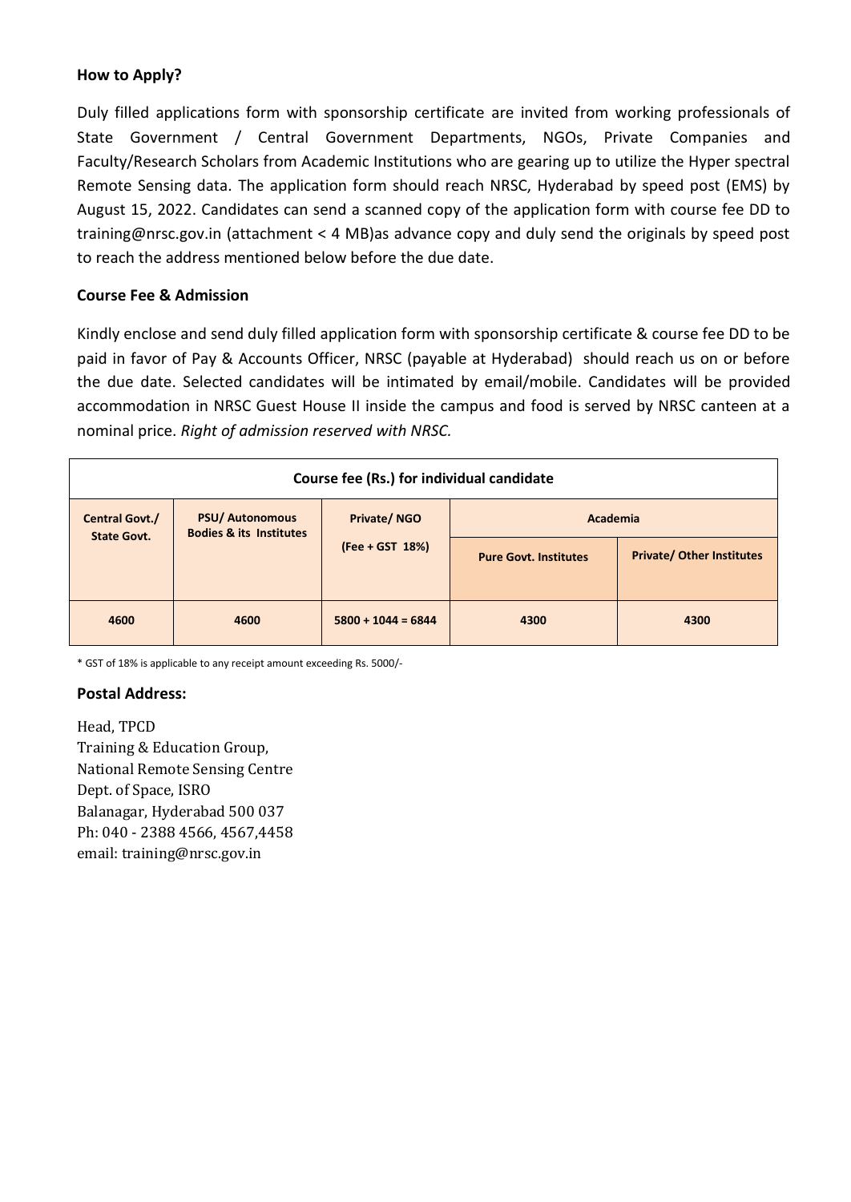**How to Apply?**

Duly filled applications form with sponsorship certificate are invited from working professionals of State Government / Central Government Departments, NGOs, Private Companies and Faculty/Research Scholars from Academic Institutions who are gearing up to utilize the Hyper spectral Remote Sensing data. The application form should reach NRSC, Hyderabad by speed post (EMS) by August 15, 2022. Candidates can send a scanned copy of the application form with course fee DD to training@nrsc.gov.in (attachment < 4 MB)as advance copy and duly send the originals by speed post to reach the address mentioned below before the due date.

**Course Fee & Admission**

Kindly enclose and send duly filled application form with sponsorship certificate & course fee DD to be paid in favor of Pay & Accounts Officer, NRSC (payable at Hyderabad) should reach us on or before the due date. Selected candidates will be intimated by email/mobile. Candidates will be provided accommodation in NRSC Guest House II inside the campus and food is served by NRSC canteen at a nominal price. *Right of admission reserved with NRSC.*

| Course fee (Rs.) for individual candidate | | | | |
|---|---|---|---|---|
| **Central Govt./ State Govt.** | **PSU/ Autonomous Bodies & its Institutes** | **Private/ NGO (Fee + GST 18%)** | **Academia** | |
| | | | **Pure Govt. Institutes** | **Private/ Other Institutes** |
| **4600** | **4600** | **5800 + 1044 = 6844** | **4300** | **4300** |

* GST of 18% is applicable to any receipt amount exceeding Rs. 5000/-

**Postal Address:**

Head, TPCD  
Training & Education Group,  
National Remote Sensing Centre  
Dept. of Space, ISRO  
Balanagar, Hyderabad 500 037  
Ph: 040 - 2388 4566, 4567,4458  
email: training@nrsc.gov.in